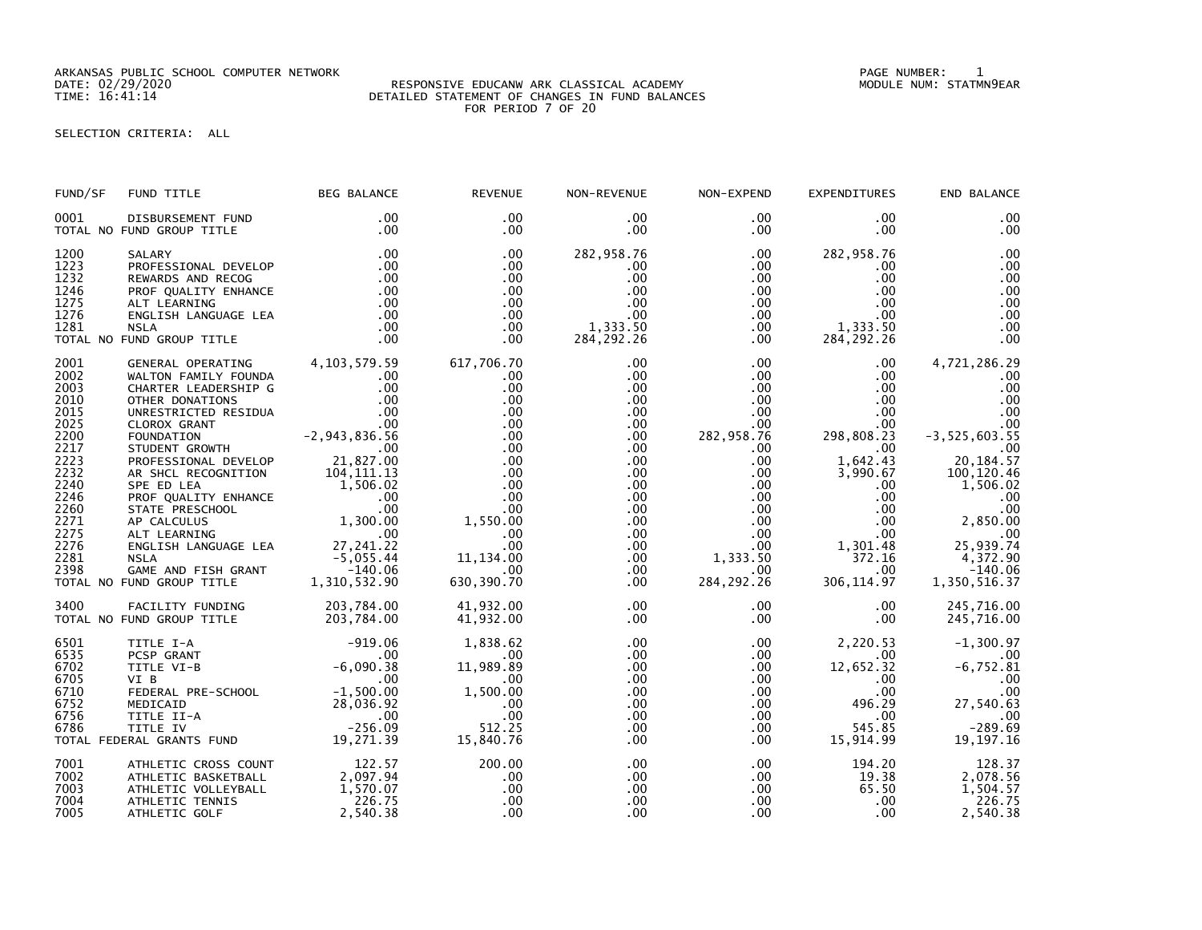ARKANSAS PUBLIC SCHOOL COMPUTER NETWORK
DATE: 02/29/2020
TIME: 16:41:14

RESPONSIVE EDUCANW ARK CLASSICAL ACADEMY
DETAILED STATEMENT OF CHANGES IN FUND BALANCES
FOR PERIOD 7 OF 20

PAGE NUMBER: 1
MODULE NUM: STATMN9EAR

SELECTION CRITERIA: ALL

| FUND/SF | FUND TITLE | BEG BALANCE | REVENUE | NON-REVENUE | NON-EXPEND | EXPENDITURES | END BALANCE |
|---|---|---|---|---|---|---|---|
| 0001 | DISBURSEMENT FUND | .00 | .00 | .00 | .00 | .00 | .00 |
| TOTAL NO FUND GROUP TITLE | | .00 | .00 | .00 | .00 | .00 | .00 |
| 1200 | SALARY | .00 | .00 | 282,958.76 | .00 | 282,958.76 | .00 |
| 1223 | PROFESSIONAL DEVELOP | .00 | .00 | .00 | .00 | .00 | .00 |
| 1232 | REWARDS AND RECOG | .00 | .00 | .00 | .00 | .00 | .00 |
| 1246 | PROF QUALITY ENHANCE | .00 | .00 | .00 | .00 | .00 | .00 |
| 1275 | ALT LEARNING | .00 | .00 | .00 | .00 | .00 | .00 |
| 1276 | ENGLISH LANGUAGE LEA | .00 | .00 | .00 | .00 | .00 | .00 |
| 1281 | NSLA | .00 | .00 | 1,333.50 | .00 | 1,333.50 | .00 |
| TOTAL NO FUND GROUP TITLE | | .00 | .00 | 284,292.26 | .00 | 284,292.26 | .00 |
| 2001 | GENERAL OPERATING | 4,103,579.59 | 617,706.70 | .00 | .00 | .00 | 4,721,286.29 |
| 2002 | WALTON FAMILY FOUNDA | .00 | .00 | .00 | .00 | .00 | .00 |
| 2003 | CHARTER LEADERSHIP G | .00 | .00 | .00 | .00 | .00 | .00 |
| 2010 | OTHER DONATIONS | .00 | .00 | .00 | .00 | .00 | .00 |
| 2015 | UNRESTRICTED RESIDUA | .00 | .00 | .00 | .00 | .00 | .00 |
| 2025 | CLOROX GRANT | .00 | .00 | .00 | .00 | .00 | .00 |
| 2200 | FOUNDATION | -2,943,836.56 | .00 | .00 | 282,958.76 | 298,808.23 | -3,525,603.55 |
| 2217 | STUDENT GROWTH | .00 | .00 | .00 | .00 | .00 | .00 |
| 2223 | PROFESSIONAL DEVELOP | 21,827.00 | .00 | .00 | .00 | 1,642.43 | 20,184.57 |
| 2232 | AR SHCL RECOGNITION | 104,111.13 | .00 | .00 | .00 | 3,990.67 | 100,120.46 |
| 2240 | SPE ED LEA | 1,506.02 | .00 | .00 | .00 | .00 | 1,506.02 |
| 2246 | PROF QUALITY ENHANCE | .00 | .00 | .00 | .00 | .00 | .00 |
| 2260 | STATE PRESCHOOL | .00 | .00 | .00 | .00 | .00 | .00 |
| 2271 | AP CALCULUS | 1,300.00 | 1,550.00 | .00 | .00 | .00 | 2,850.00 |
| 2275 | ALT LEARNING | .00 | .00 | .00 | .00 | .00 | .00 |
| 2276 | ENGLISH LANGUAGE LEA | 27,241.22 | .00 | .00 | .00 | 1,301.48 | 25,939.74 |
| 2281 | NSLA | -5,055.44 | 11,134.00 | .00 | 1,333.50 | 372.16 | 4,372.90 |
| 2398 | GAME AND FISH GRANT | -140.06 | .00 | .00 | .00 | .00 | -140.06 |
| TOTAL NO FUND GROUP TITLE | | 1,310,532.90 | 630,390.70 | .00 | 284,292.26 | 306,114.97 | 1,350,516.37 |
| 3400 | FACILITY FUNDING | 203,784.00 | 41,932.00 | .00 | .00 | .00 | 245,716.00 |
| TOTAL NO FUND GROUP TITLE | | 203,784.00 | 41,932.00 | .00 | .00 | .00 | 245,716.00 |
| 6501 | TITLE I-A | -919.06 | 1,838.62 | .00 | .00 | 2,220.53 | -1,300.97 |
| 6535 | PCSP GRANT | .00 | .00 | .00 | .00 | .00 | .00 |
| 6702 | TITLE VI-B | -6,090.38 | 11,989.89 | .00 | .00 | 12,652.32 | -6,752.81 |
| 6705 | VI B | .00 | .00 | .00 | .00 | .00 | .00 |
| 6710 | FEDERAL PRE-SCHOOL | -1,500.00 | 1,500.00 | .00 | .00 | .00 | .00 |
| 6752 | MEDICAID | 28,036.92 | .00 | .00 | .00 | 496.29 | 27,540.63 |
| 6756 | TITLE II-A | .00 | .00 | .00 | .00 | .00 | .00 |
| 6786 | TITLE IV | -256.09 | 512.25 | .00 | .00 | 545.85 | -289.69 |
| TOTAL FEDERAL GRANTS FUND | | 19,271.39 | 15,840.76 | .00 | .00 | 15,914.99 | 19,197.16 |
| 7001 | ATHLETIC CROSS COUNT | 122.57 | 200.00 | .00 | .00 | 194.20 | 128.37 |
| 7002 | ATHLETIC BASKETBALL | 2,097.94 | .00 | .00 | .00 | 19.38 | 2,078.56 |
| 7003 | ATHLETIC VOLLEYBALL | 1,570.07 | .00 | .00 | .00 | 65.50 | 1,504.57 |
| 7004 | ATHLETIC TENNIS | 226.75 | .00 | .00 | .00 | .00 | 226.75 |
| 7005 | ATHLETIC GOLF | 2,540.38 | .00 | .00 | .00 | .00 | 2,540.38 |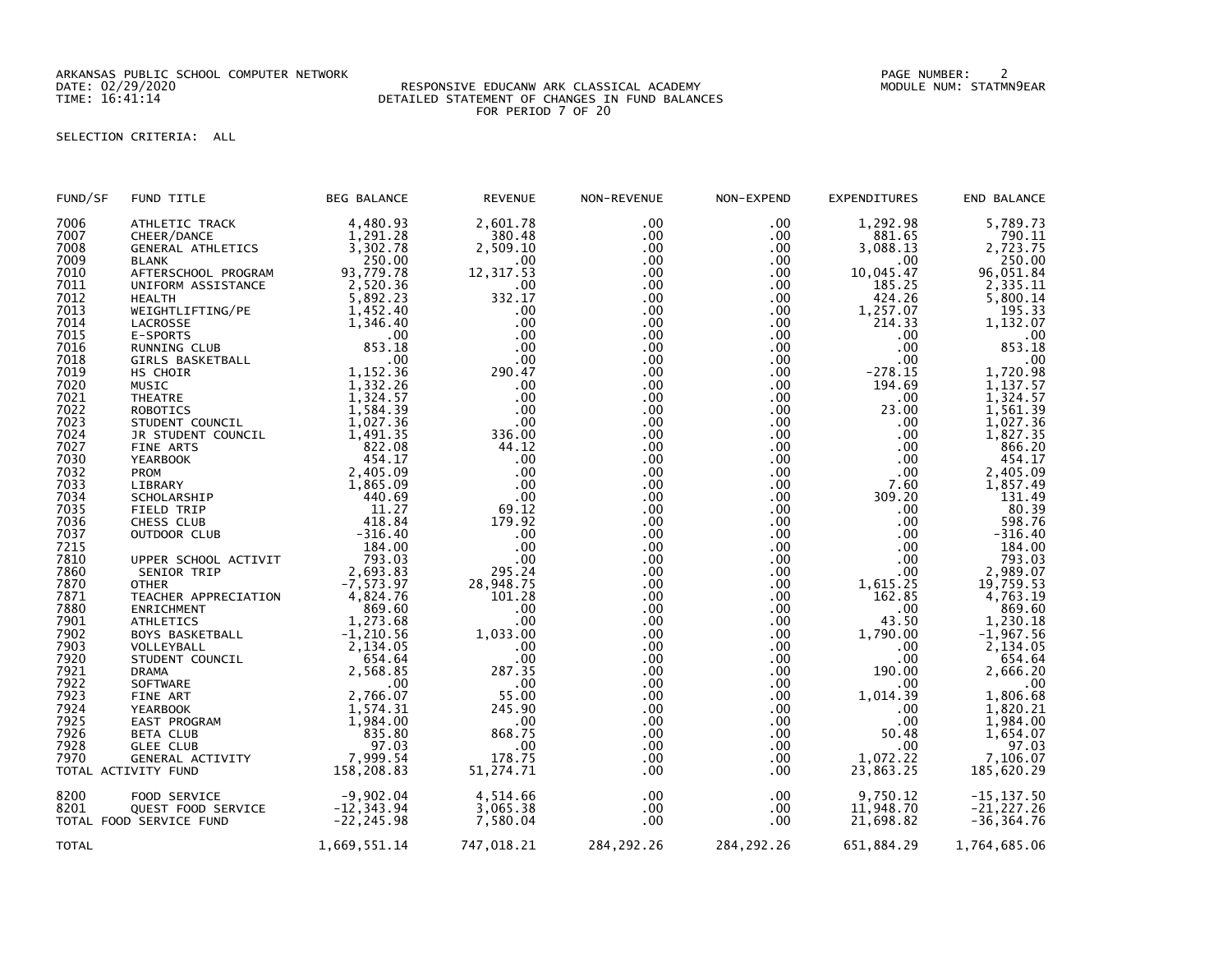ARKANSAS PUBLIC SCHOOL COMPUTER NETWORK
DATE: 02/29/2020
TIME: 16:41:14

RESPONSIVE EDUCANW ARK CLASSICAL ACADEMY
DETAILED STATEMENT OF CHANGES IN FUND BALANCES
FOR PERIOD 7 OF 20

MODULE NUM: STATMN9EAR

SELECTION CRITERIA: ALL

| FUND/SF | FUND TITLE | BEG BALANCE | REVENUE | NON-REVENUE | NON-EXPEND | EXPENDITURES | END BALANCE |
|---|---|---|---|---|---|---|---|
| 7006 | ATHLETIC TRACK | 4,480.93 | 2,601.78 | .00 | .00 | 1,292.98 | 5,789.73 |
| 7007 | CHEER/DANCE | 1,291.28 | 380.48 | .00 | .00 | 881.65 | 790.11 |
| 7008 | GENERAL ATHLETICS | 3,302.78 | 2,509.10 | .00 | .00 | 3,088.13 | 2,723.75 |
| 7009 | BLANK | 250.00 | .00 | .00 | .00 | .00 | 250.00 |
| 7010 | AFTERSCHOOL PROGRAM | 93,779.78 | 12,317.53 | .00 | .00 | 10,045.47 | 96,051.84 |
| 7011 | UNIFORM ASSISTANCE | 2,520.36 | .00 | .00 | .00 | 185.25 | 2,335.11 |
| 7012 | HEALTH | 5,892.23 | 332.17 | .00 | .00 | 424.26 | 5,800.14 |
| 7013 | WEIGHTLIFTING/PE | 1,452.40 | .00 | .00 | .00 | 1,257.07 | 195.33 |
| 7014 | LACROSSE | 1,346.40 | .00 | .00 | .00 | 214.33 | 1,132.07 |
| 7015 | E-SPORTS | .00 | .00 | .00 | .00 | .00 | .00 |
| 7016 | RUNNING CLUB | 853.18 | .00 | .00 | .00 | .00 | 853.18 |
| 7018 | GIRLS BASKETBALL | .00 | .00 | .00 | .00 | .00 | .00 |
| 7019 | HS CHOIR | 1,152.36 | 290.47 | .00 | .00 | -278.15 | 1,720.98 |
| 7020 | MUSIC | 1,332.26 | .00 | .00 | .00 | 194.69 | 1,137.57 |
| 7021 | THEATRE | 1,324.57 | .00 | .00 | .00 | .00 | 1,324.57 |
| 7022 | ROBOTICS | 1,584.39 | .00 | .00 | .00 | 23.00 | 1,561.39 |
| 7023 | STUDENT COUNCIL | 1,027.36 | .00 | .00 | .00 | .00 | 1,027.36 |
| 7024 | JR STUDENT COUNCIL | 1,491.35 | 336.00 | .00 | .00 | .00 | 1,827.35 |
| 7027 | FINE ARTS | 822.08 | 44.12 | .00 | .00 | .00 | 866.20 |
| 7030 | YEARBOOK | 454.17 | .00 | .00 | .00 | .00 | 454.17 |
| 7032 | PROM | 2,405.09 | .00 | .00 | .00 | .00 | 2,405.09 |
| 7033 | LIBRARY | 1,865.09 | .00 | .00 | .00 | 7.60 | 1,857.49 |
| 7034 | SCHOLARSHIP | 440.69 | .00 | .00 | .00 | 309.20 | 131.49 |
| 7035 | FIELD TRIP | 11.27 | 69.12 | .00 | .00 | .00 | 80.39 |
| 7036 | CHESS CLUB | 418.84 | 179.92 | .00 | .00 | .00 | 598.76 |
| 7037 | OUTDOOR CLUB | -316.40 | .00 | .00 | .00 | .00 | -316.40 |
| 7215 | | 184.00 | .00 | .00 | .00 | .00 | 184.00 |
| 7810 | UPPER SCHOOL ACTIVIT | 793.03 | .00 | .00 | .00 | .00 | 793.03 |
| 7860 | SENIOR TRIP | 2,693.83 | 295.24 | .00 | .00 | .00 | 2,989.07 |
| 7870 | OTHER | -7,573.97 | 28,948.75 | .00 | .00 | 1,615.25 | 19,759.53 |
| 7871 | TEACHER APPRECIATION | 4,824.76 | 101.28 | .00 | .00 | 162.85 | 4,763.19 |
| 7880 | ENRICHMENT | 869.60 | .00 | .00 | .00 | .00 | 869.60 |
| 7901 | ATHLETICS | 1,273.68 | .00 | .00 | .00 | 43.50 | 1,230.18 |
| 7902 | BOYS BASKETBALL | -1,210.56 | 1,033.00 | .00 | .00 | 1,790.00 | -1,967.56 |
| 7903 | VOLLEYBALL | 2,134.05 | .00 | .00 | .00 | .00 | 2,134.05 |
| 7920 | STUDENT COUNCIL | 654.64 | .00 | .00 | .00 | .00 | 654.64 |
| 7921 | DRAMA | 2,568.85 | 287.35 | .00 | .00 | 190.00 | 2,666.20 |
| 7922 | SOFTWARE | .00 | .00 | .00 | .00 | .00 | .00 |
| 7923 | FINE ART | 2,766.07 | 55.00 | .00 | .00 | 1,014.39 | 1,806.68 |
| 7924 | YEARBOOK | 1,574.31 | 245.90 | .00 | .00 | .00 | 1,820.21 |
| 7925 | EAST PROGRAM | 1,984.00 | .00 | .00 | .00 | .00 | 1,984.00 |
| 7926 | BETA CLUB | 835.80 | 868.75 | .00 | .00 | 50.48 | 1,654.07 |
| 7928 | GLEE CLUB | 97.03 | .00 | .00 | .00 | .00 | 97.03 |
| 7970 | GENERAL ACTIVITY | 7,999.54 | 178.75 | .00 | .00 | 1,072.22 | 7,106.07 |
| TOTAL ACTIVITY FUND | | 158,208.83 | 51,274.71 | .00 | .00 | 23,863.25 | 185,620.29 |
| 8200 | FOOD SERVICE | -9,902.04 | 4,514.66 | .00 | .00 | 9,750.12 | -15,137.50 |
| 8201 | QUEST FOOD SERVICE | -12,343.94 | 3,065.38 | .00 | .00 | 11,948.70 | -21,227.26 |
| TOTAL FOOD SERVICE FUND | | -22,245.98 | 7,580.04 | .00 | .00 | 21,698.82 | -36,364.76 |
| TOTAL | | 1,669,551.14 | 747,018.21 | 284,292.26 | 284,292.26 | 651,884.29 | 1,764,685.06 |